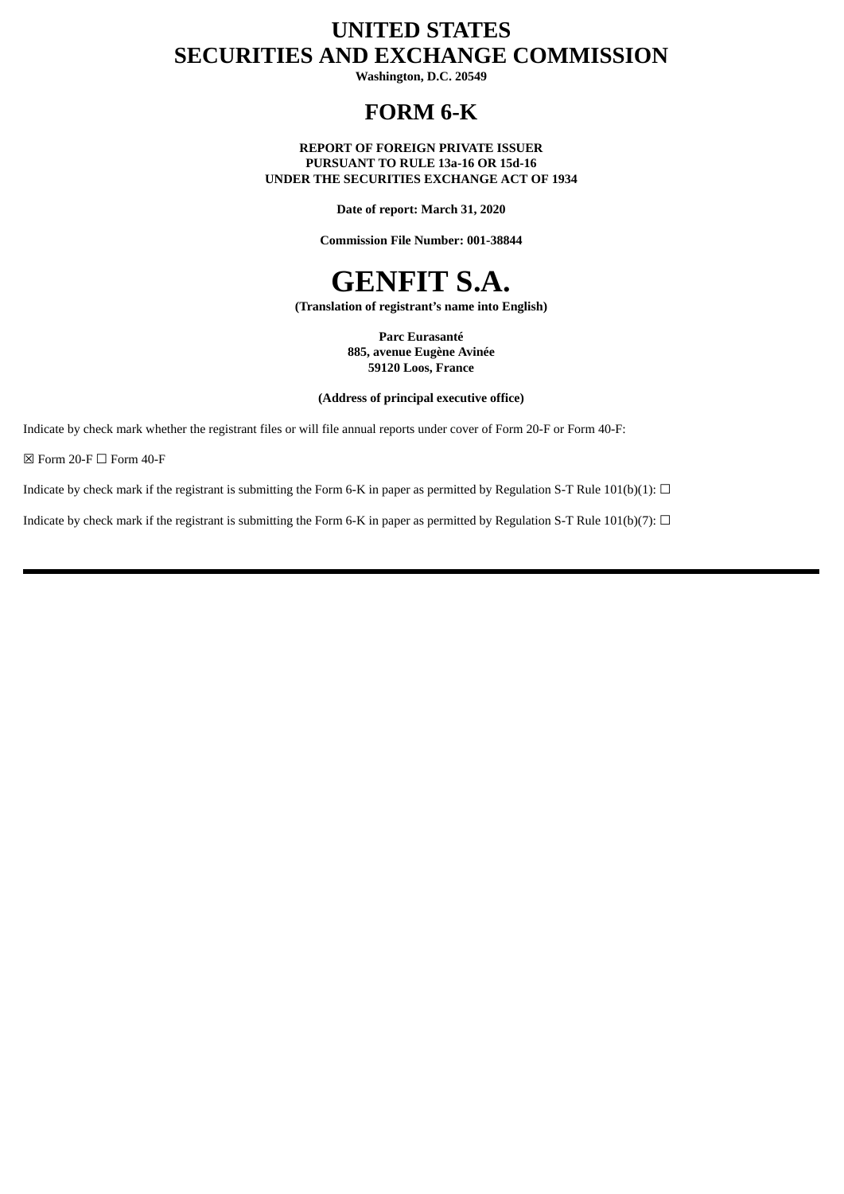# UNITED STATES
# SECURITIES AND EXCHANGE COMMISSION

**Washington, D.C. 20549**

# FORM 6-K

**REPORT OF FOREIGN PRIVATE ISSUER**
**PURSUANT TO RULE 13a-16 OR 15d-16**
**UNDER THE SECURITIES EXCHANGE ACT OF 1934**

**Date of report: March 31, 2020**

**Commission File Number: 001-38844**

# GENFIT S.A.

**(Translation of registrant's name into English)**

**Parc Eurasanté**
**885, avenue Eugène Avinée**
**59120 Loos, France**

**(Address of principal executive office)**

Indicate by check mark whether the registrant files or will file annual reports under cover of Form 20-F or Form 40-F:

☒ Form 20-F ☐ Form 40-F

Indicate by check mark if the registrant is submitting the Form 6-K in paper as permitted by Regulation S-T Rule 101(b)(1): ☐

Indicate by check mark if the registrant is submitting the Form 6-K in paper as permitted by Regulation S-T Rule 101(b)(7): ☐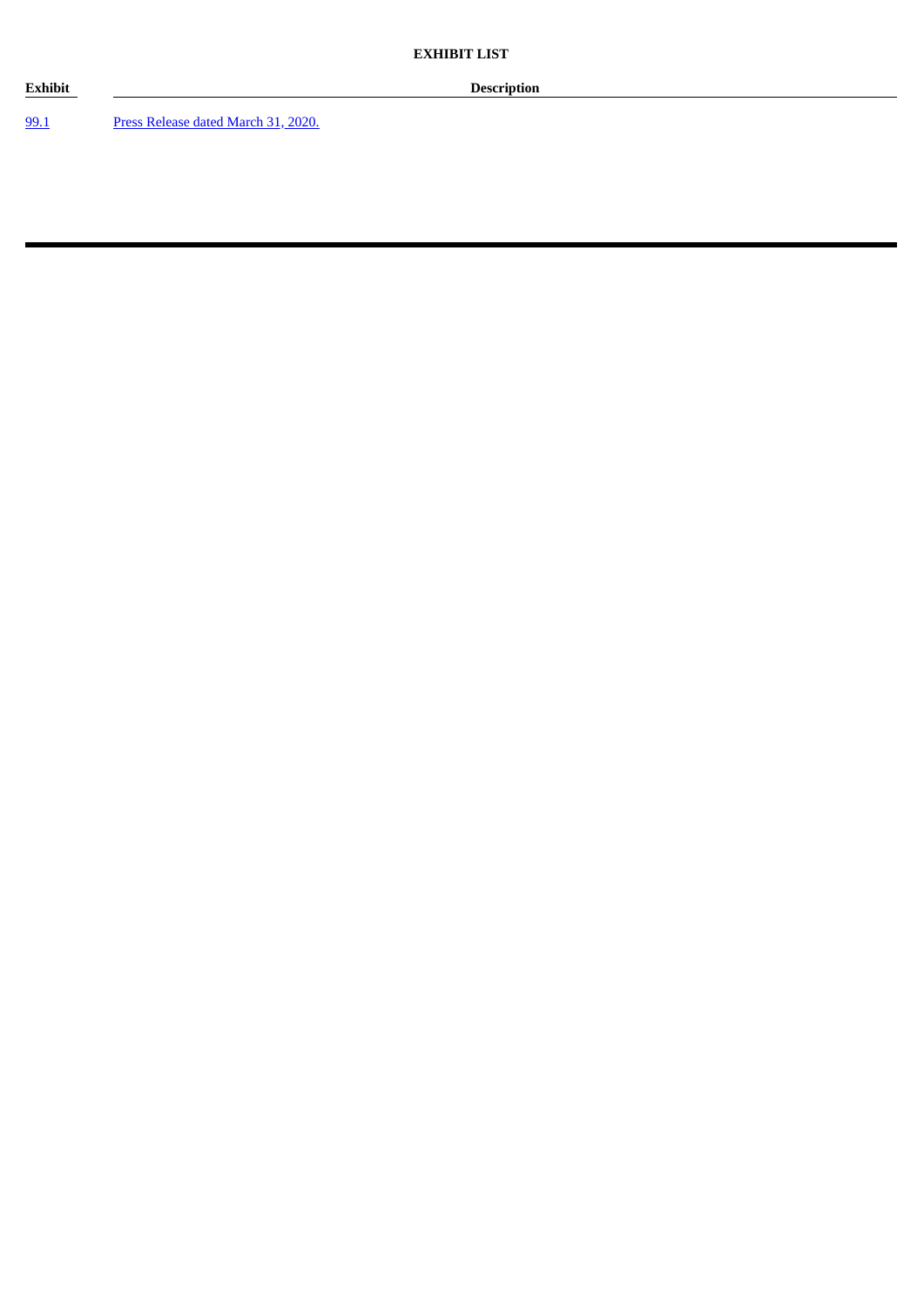**EXHIBIT LIST**

| Exhibit | Description |
| --- | --- |
| 99.1 | Press Release dated March 31, 2020. |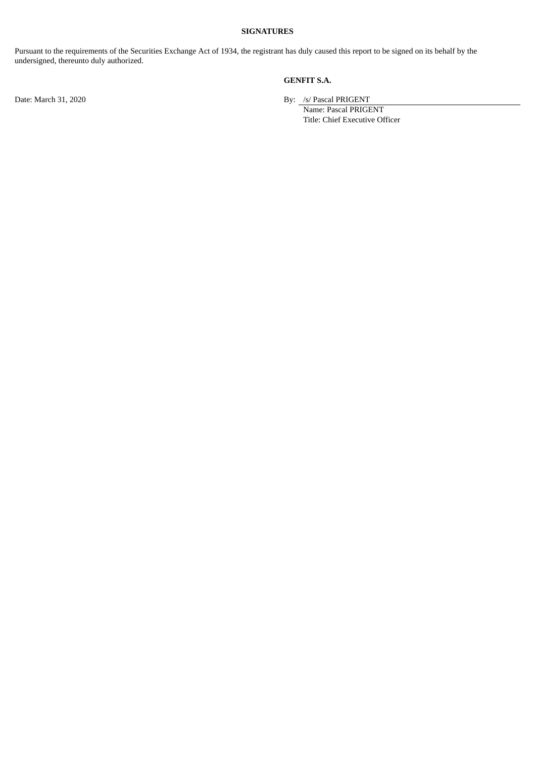## SIGNATURES

Pursuant to the requirements of the Securities Exchange Act of 1934, the registrant has duly caused this report to be signed on its behalf by the undersigned, thereunto duly authorized.

**GENFIT S.A.**

Date: March 31, 2020

By: /s/ Pascal PRIGENT
Name: Pascal PRIGENT
Title: Chief Executive Officer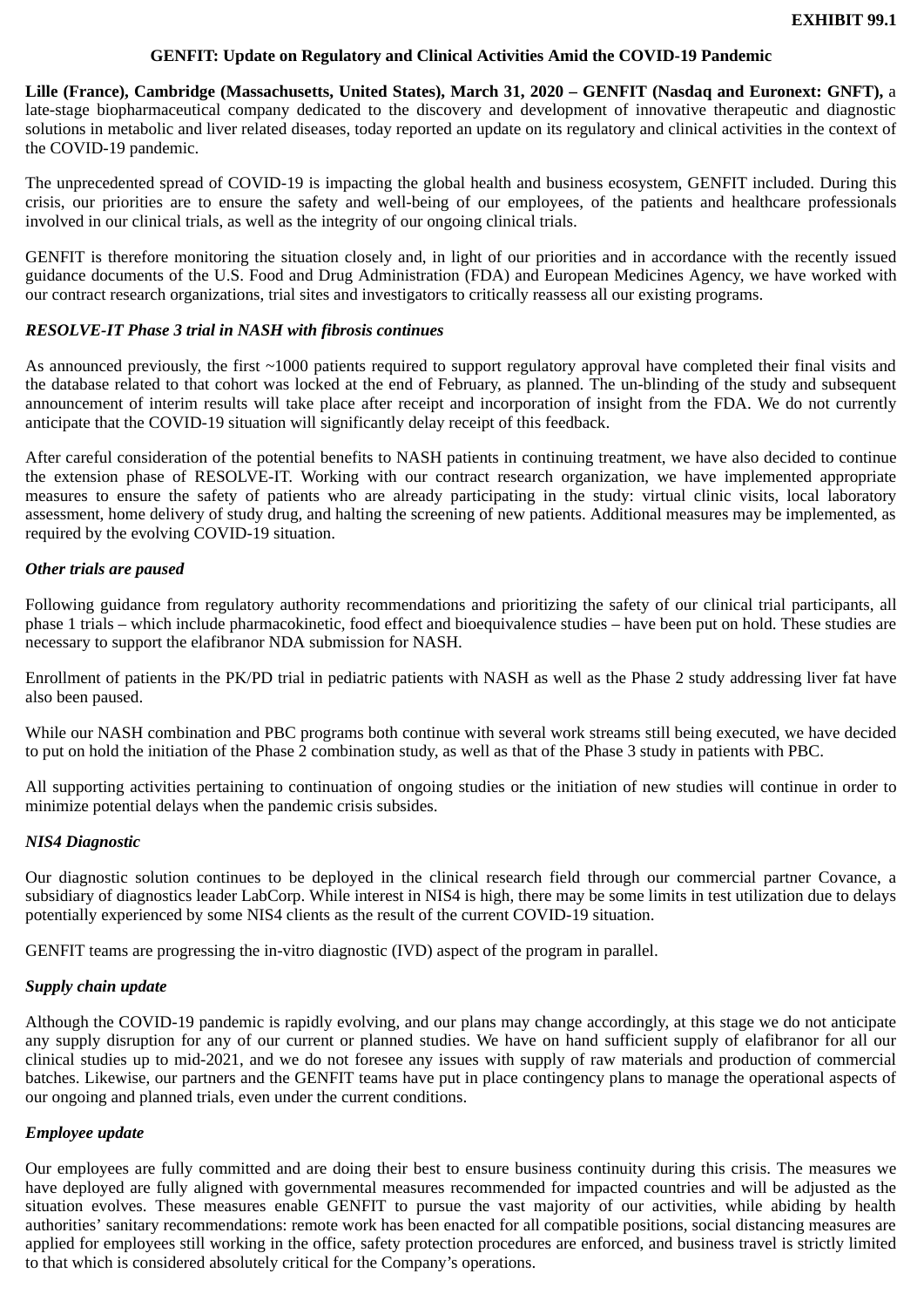**EXHIBIT 99.1**

**GENFIT: Update on Regulatory and Clinical Activities Amid the COVID-19 Pandemic**

**Lille (France), Cambridge (Massachusetts, United States), March 31, 2020 – GENFIT (Nasdaq and Euronext: GNFT),** a late-stage biopharmaceutical company dedicated to the discovery and development of innovative therapeutic and diagnostic solutions in metabolic and liver related diseases, today reported an update on its regulatory and clinical activities in the context of the COVID-19 pandemic.

The unprecedented spread of COVID-19 is impacting the global health and business ecosystem, GENFIT included. During this crisis, our priorities are to ensure the safety and well-being of our employees, of the patients and healthcare professionals involved in our clinical trials, as well as the integrity of our ongoing clinical trials.

GENFIT is therefore monitoring the situation closely and, in light of our priorities and in accordance with the recently issued guidance documents of the U.S. Food and Drug Administration (FDA) and European Medicines Agency, we have worked with our contract research organizations, trial sites and investigators to critically reassess all our existing programs.

***RESOLVE-IT Phase 3 trial in NASH with fibrosis continues***

As announced previously, the first ~1000 patients required to support regulatory approval have completed their final visits and the database related to that cohort was locked at the end of February, as planned. The un-blinding of the study and subsequent announcement of interim results will take place after receipt and incorporation of insight from the FDA. We do not currently anticipate that the COVID-19 situation will significantly delay receipt of this feedback.

After careful consideration of the potential benefits to NASH patients in continuing treatment, we have also decided to continue the extension phase of RESOLVE-IT. Working with our contract research organization, we have implemented appropriate measures to ensure the safety of patients who are already participating in the study: virtual clinic visits, local laboratory assessment, home delivery of study drug, and halting the screening of new patients. Additional measures may be implemented, as required by the evolving COVID-19 situation.

***Other trials are paused***

Following guidance from regulatory authority recommendations and prioritizing the safety of our clinical trial participants, all phase 1 trials – which include pharmacokinetic, food effect and bioequivalence studies – have been put on hold. These studies are necessary to support the elafibranor NDA submission for NASH.

Enrollment of patients in the PK/PD trial in pediatric patients with NASH as well as the Phase 2 study addressing liver fat have also been paused.

While our NASH combination and PBC programs both continue with several work streams still being executed, we have decided to put on hold the initiation of the Phase 2 combination study, as well as that of the Phase 3 study in patients with PBC.

All supporting activities pertaining to continuation of ongoing studies or the initiation of new studies will continue in order to minimize potential delays when the pandemic crisis subsides.

***NIS4 Diagnostic***

Our diagnostic solution continues to be deployed in the clinical research field through our commercial partner Covance, a subsidiary of diagnostics leader LabCorp. While interest in NIS4 is high, there may be some limits in test utilization due to delays potentially experienced by some NIS4 clients as the result of the current COVID-19 situation.

GENFIT teams are progressing the in-vitro diagnostic (IVD) aspect of the program in parallel.

***Supply chain update***

Although the COVID-19 pandemic is rapidly evolving, and our plans may change accordingly, at this stage we do not anticipate any supply disruption for any of our current or planned studies. We have on hand sufficient supply of elafibranor for all our clinical studies up to mid-2021, and we do not foresee any issues with supply of raw materials and production of commercial batches. Likewise, our partners and the GENFIT teams have put in place contingency plans to manage the operational aspects of our ongoing and planned trials, even under the current conditions.

***Employee update***

Our employees are fully committed and are doing their best to ensure business continuity during this crisis. The measures we have deployed are fully aligned with governmental measures recommended for impacted countries and will be adjusted as the situation evolves. These measures enable GENFIT to pursue the vast majority of our activities, while abiding by health authorities' sanitary recommendations: remote work has been enacted for all compatible positions, social distancing measures are applied for employees still working in the office, safety protection procedures are enforced, and business travel is strictly limited to that which is considered absolutely critical for the Company's operations.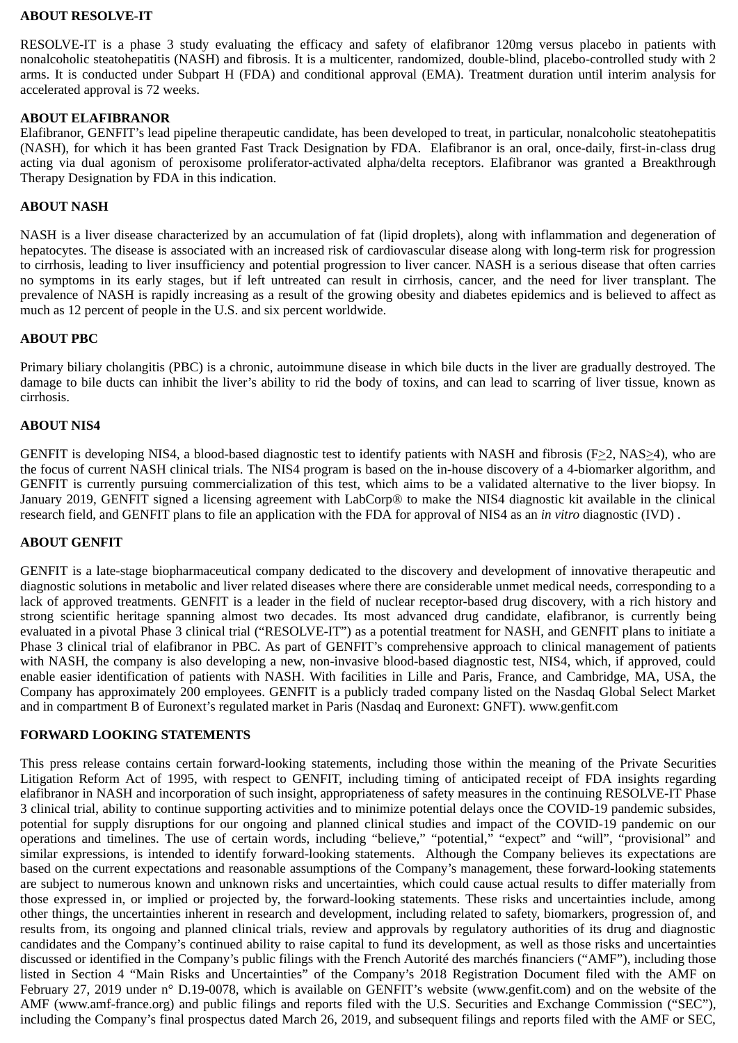## ABOUT RESOLVE-IT

RESOLVE-IT is a phase 3 study evaluating the efficacy and safety of elafibranor 120mg versus placebo in patients with nonalcoholic steatohepatitis (NASH) and fibrosis. It is a multicenter, randomized, double-blind, placebo-controlled study with 2 arms. It is conducted under Subpart H (FDA) and conditional approval (EMA). Treatment duration until interim analysis for accelerated approval is 72 weeks.

## ABOUT ELAFIBRANOR

Elafibranor, GENFIT's lead pipeline therapeutic candidate, has been developed to treat, in particular, nonalcoholic steatohepatitis (NASH), for which it has been granted Fast Track Designation by FDA. Elafibranor is an oral, once-daily, first-in-class drug acting via dual agonism of peroxisome proliferator-activated alpha/delta receptors. Elafibranor was granted a Breakthrough Therapy Designation by FDA in this indication.

## ABOUT NASH

NASH is a liver disease characterized by an accumulation of fat (lipid droplets), along with inflammation and degeneration of hepatocytes. The disease is associated with an increased risk of cardiovascular disease along with long-term risk for progression to cirrhosis, leading to liver insufficiency and potential progression to liver cancer. NASH is a serious disease that often carries no symptoms in its early stages, but if left untreated can result in cirrhosis, cancer, and the need for liver transplant. The prevalence of NASH is rapidly increasing as a result of the growing obesity and diabetes epidemics and is believed to affect as much as 12 percent of people in the U.S. and six percent worldwide.

## ABOUT PBC

Primary biliary cholangitis (PBC) is a chronic, autoimmune disease in which bile ducts in the liver are gradually destroyed. The damage to bile ducts can inhibit the liver's ability to rid the body of toxins, and can lead to scarring of liver tissue, known as cirrhosis.

## ABOUT NIS4

GENFIT is developing NIS4, a blood-based diagnostic test to identify patients with NASH and fibrosis ($F \geq 2$, $NAS \geq 4$), who are the focus of current NASH clinical trials. The NIS4 program is based on the in-house discovery of a 4-biomarker algorithm, and GENFIT is currently pursuing commercialization of this test, which aims to be a validated alternative to the liver biopsy. In January 2019, GENFIT signed a licensing agreement with LabCorp® to make the NIS4 diagnostic kit available in the clinical research field, and GENFIT plans to file an application with the FDA for approval of NIS4 as an *in vitro* diagnostic (IVD) .

## ABOUT GENFIT

GENFIT is a late-stage biopharmaceutical company dedicated to the discovery and development of innovative therapeutic and diagnostic solutions in metabolic and liver related diseases where there are considerable unmet medical needs, corresponding to a lack of approved treatments. GENFIT is a leader in the field of nuclear receptor-based drug discovery, with a rich history and strong scientific heritage spanning almost two decades. Its most advanced drug candidate, elafibranor, is currently being evaluated in a pivotal Phase 3 clinical trial ("RESOLVE-IT") as a potential treatment for NASH, and GENFIT plans to initiate a Phase 3 clinical trial of elafibranor in PBC. As part of GENFIT's comprehensive approach to clinical management of patients with NASH, the company is also developing a new, non-invasive blood-based diagnostic test, NIS4, which, if approved, could enable easier identification of patients with NASH. With facilities in Lille and Paris, France, and Cambridge, MA, USA, the Company has approximately 200 employees. GENFIT is a publicly traded company listed on the Nasdaq Global Select Market and in compartment B of Euronext's regulated market in Paris (Nasdaq and Euronext: GNFT). www.genfit.com

## FORWARD LOOKING STATEMENTS

This press release contains certain forward-looking statements, including those within the meaning of the Private Securities Litigation Reform Act of 1995, with respect to GENFIT, including timing of anticipated receipt of FDA insights regarding elafibranor in NASH and incorporation of such insight, appropriateness of safety measures in the continuing RESOLVE-IT Phase 3 clinical trial, ability to continue supporting activities and to minimize potential delays once the COVID-19 pandemic subsides, potential for supply disruptions for our ongoing and planned clinical studies and impact of the COVID-19 pandemic on our operations and timelines. The use of certain words, including "believe," "potential," "expect" and "will", "provisional" and similar expressions, is intended to identify forward-looking statements. Although the Company believes its expectations are based on the current expectations and reasonable assumptions of the Company's management, these forward-looking statements are subject to numerous known and unknown risks and uncertainties, which could cause actual results to differ materially from those expressed in, or implied or projected by, the forward-looking statements. These risks and uncertainties include, among other things, the uncertainties inherent in research and development, including related to safety, biomarkers, progression of, and results from, its ongoing and planned clinical trials, review and approvals by regulatory authorities of its drug and diagnostic candidates and the Company's continued ability to raise capital to fund its development, as well as those risks and uncertainties discussed or identified in the Company's public filings with the French Autorité des marchés financiers ("AMF"), including those listed in Section 4 "Main Risks and Uncertainties" of the Company's 2018 Registration Document filed with the AMF on February 27, 2019 under n° D.19-0078, which is available on GENFIT's website (www.genfit.com) and on the website of the AMF (www.amf-france.org) and public filings and reports filed with the U.S. Securities and Exchange Commission ("SEC"), including the Company's final prospectus dated March 26, 2019, and subsequent filings and reports filed with the AMF or SEC,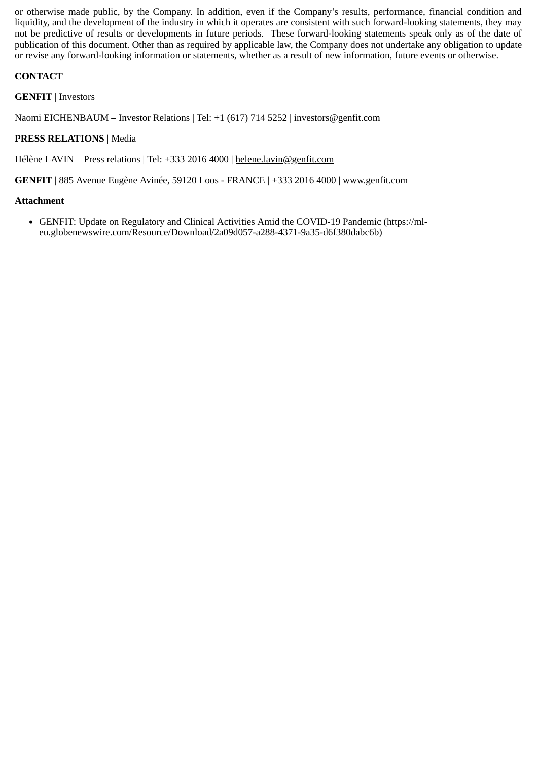or otherwise made public, by the Company. In addition, even if the Company's results, performance, financial condition and liquidity, and the development of the industry in which it operates are consistent with such forward-looking statements, they may not be predictive of results or developments in future periods. These forward-looking statements speak only as of the date of publication of this document. Other than as required by applicable law, the Company does not undertake any obligation to update or revise any forward-looking information or statements, whether as a result of new information, future events or otherwise.

**CONTACT**

**GENFIT** | Investors

Naomi EICHENBAUM – Investor Relations | Tel: +1 (617) 714 5252 | investors@genfit.com

**PRESS RELATIONS** | Media

Hélène LAVIN – Press relations | Tel: +333 2016 4000 | helene.lavin@genfit.com

**GENFIT** | 885 Avenue Eugène Avinée, 59120 Loos - FRANCE | +333 2016 4000 | www.genfit.com

**Attachment**

- GENFIT: Update on Regulatory and Clinical Activities Amid the COVID-19 Pandemic (https://ml-eu.globenewswire.com/Resource/Download/2a09d057-a288-4371-9a35-d6f380dabc6b)